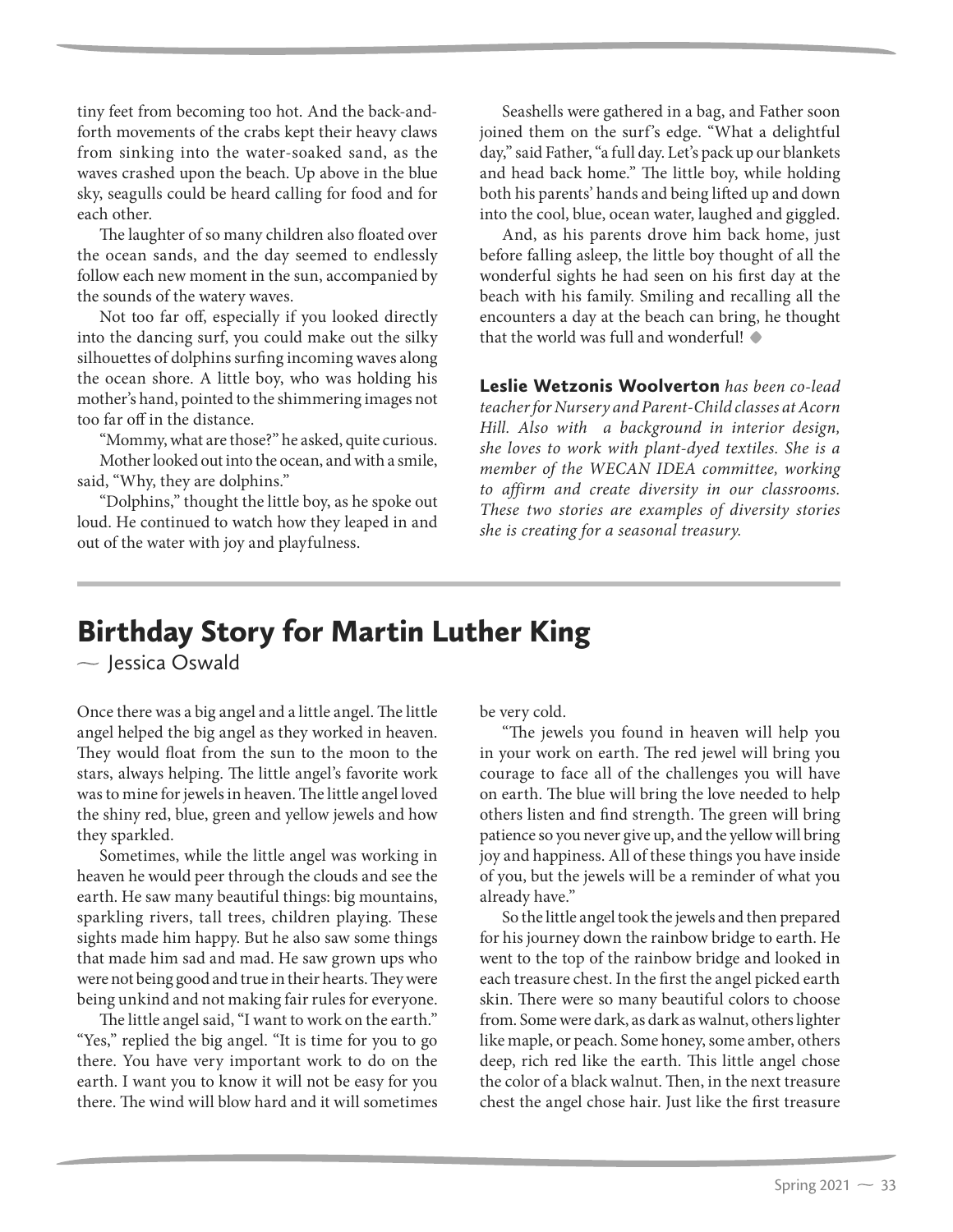tiny feet from becoming too hot. And the back-and-forth movements of the crabs kept their heavy claws from sinking into the water-soaked sand, as the waves crashed upon the beach. Up above in the blue sky, seagulls could be heard calling for food and for each other.

The laughter of so many children also floated over the ocean sands, and the day seemed to endlessly follow each new moment in the sun, accompanied by the sounds of the watery waves.

Not too far off, especially if you looked directly into the dancing surf, you could make out the silky silhouettes of dolphins surfing incoming waves along the ocean shore. A little boy, who was holding his mother's hand, pointed to the shimmering images not too far off in the distance.

"Mommy, what are those?" he asked, quite curious.

Mother looked out into the ocean, and with a smile, said, "Why, they are dolphins."

"Dolphins," thought the little boy, as he spoke out loud. He continued to watch how they leaped in and out of the water with joy and playfulness.

Seashells were gathered in a bag, and Father soon joined them on the surf's edge. "What a delightful day," said Father, "a full day. Let's pack up our blankets and head back home." The little boy, while holding both his parents' hands and being lifted up and down into the cool, blue, ocean water, laughed and giggled.

And, as his parents drove him back home, just before falling asleep, the little boy thought of all the wonderful sights he had seen on his first day at the beach with his family. Smiling and recalling all the encounters a day at the beach can bring, he thought that the world was full and wonderful! ◆

**Leslie Wetzonis Woolverton** *has been co-lead teacher for Nursery and Parent-Child classes at Acorn Hill. Also with a background in interior design, she loves to work with plant-dyed textiles. She is a member of the WECAN IDEA committee, working to affirm and create diversity in our classrooms. These two stories are examples of diversity stories she is creating for a seasonal treasury.*

# Birthday Story for Martin Luther King

— Jessica Oswald

Once there was a big angel and a little angel. The little angel helped the big angel as they worked in heaven. They would float from the sun to the moon to the stars, always helping. The little angel's favorite work was to mine for jewels in heaven. The little angel loved the shiny red, blue, green and yellow jewels and how they sparkled.

Sometimes, while the little angel was working in heaven he would peer through the clouds and see the earth. He saw many beautiful things: big mountains, sparkling rivers, tall trees, children playing. These sights made him happy. But he also saw some things that made him sad and mad. He saw grown ups who were not being good and true in their hearts. They were being unkind and not making fair rules for everyone.

The little angel said, "I want to work on the earth." "Yes," replied the big angel. "It is time for you to go there. You have very important work to do on the earth. I want you to know it will not be easy for you there. The wind will blow hard and it will sometimes be very cold.

"The jewels you found in heaven will help you in your work on earth. The red jewel will bring you courage to face all of the challenges you will have on earth. The blue will bring the love needed to help others listen and find strength. The green will bring patience so you never give up, and the yellow will bring joy and happiness. All of these things you have inside of you, but the jewels will be a reminder of what you already have."

So the little angel took the jewels and then prepared for his journey down the rainbow bridge to earth. He went to the top of the rainbow bridge and looked in each treasure chest. In the first the angel picked earth skin. There were so many beautiful colors to choose from. Some were dark, as dark as walnut, others lighter like maple, or peach. Some honey, some amber, others deep, rich red like the earth. This little angel chose the color of a black walnut. Then, in the next treasure chest the angel chose hair. Just like the first treasure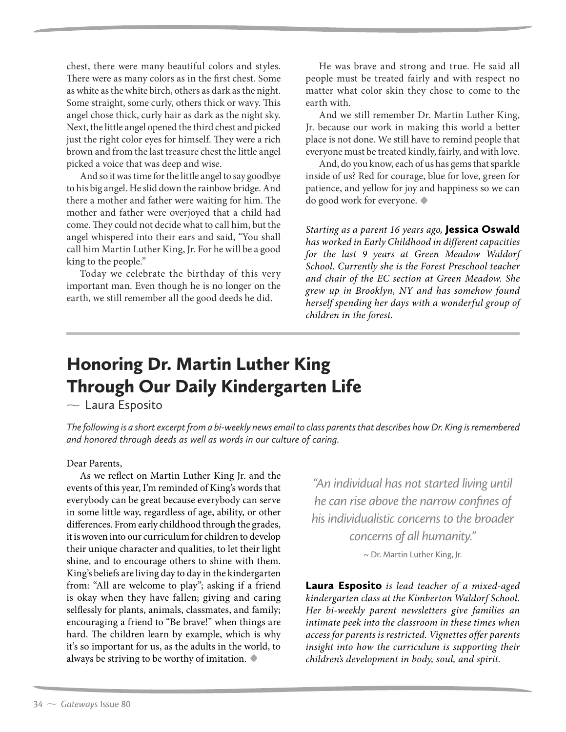chest, there were many beautiful colors and styles. There were as many colors as in the first chest. Some as white as the white birch, others as dark as the night. Some straight, some curly, others thick or wavy. This angel chose thick, curly hair as dark as the night sky. Next, the little angel opened the third chest and picked just the right color eyes for himself. They were a rich brown and from the last treasure chest the little angel picked a voice that was deep and wise.

And so it was time for the little angel to say goodbye to his big angel. He slid down the rainbow bridge. And there a mother and father were waiting for him. The mother and father were overjoyed that a child had come. They could not decide what to call him, but the angel whispered into their ears and said, "You shall call him Martin Luther King, Jr. For he will be a good king to the people."

Today we celebrate the birthday of this very important man. Even though he is no longer on the earth, we still remember all the good deeds he did.

He was brave and strong and true. He said all people must be treated fairly and with respect no matter what color skin they chose to come to the earth with.

And we still remember Dr. Martin Luther King, Jr. because our work in making this world a better place is not done. We still have to remind people that everyone must be treated kindly, fairly, and with love.

And, do you know, each of us has gems that sparkle inside of us? Red for courage, blue for love, green for patience, and yellow for joy and happiness so we can do good work for everyone. ◆

*Starting as a parent 16 years ago,* **Jessica Oswald** *has worked in Early Childhood in different capacities for the last 9 years at Green Meadow Waldorf School. Currently she is the Forest Preschool teacher and chair of the EC section at Green Meadow. She grew up in Brooklyn, NY and has somehow found herself spending her days with a wonderful group of children in the forest.*

# Honoring Dr. Martin Luther King Through Our Daily Kindergarten Life

— Laura Esposito

*The following is a short excerpt from a bi-weekly news email to class parents that describes how Dr. King is remembered and honored through deeds as well as words in our culture of caring.*

Dear Parents,

As we reflect on Martin Luther King Jr. and the events of this year, I'm reminded of King's words that everybody can be great because everybody can serve in some little way, regardless of age, ability, or other differences. From early childhood through the grades, it is woven into our curriculum for children to develop their unique character and qualities, to let their light shine, and to encourage others to shine with them. King's beliefs are living day to day in the kindergarten from: "All are welcome to play"; asking if a friend is okay when they have fallen; giving and caring selflessly for plants, animals, classmates, and family; encouraging a friend to "Be brave!" when things are hard. The children learn by example, which is why it's so important for us, as the adults in the world, to always be striving to be worthy of imitation. ◆

*"An individual has not started living until he can rise above the narrow confines of his individualistic concerns to the broader concerns of all humanity."*

~ Dr. Martin Luther King, Jr.

**Laura Esposito** *is lead teacher of a mixed-aged kindergarten class at the Kimberton Waldorf School. Her bi-weekly parent newsletters give families an intimate peek into the classroom in these times when access for parents is restricted. Vignettes offer parents insight into how the curriculum is supporting their children's development in body, soul, and spirit.*